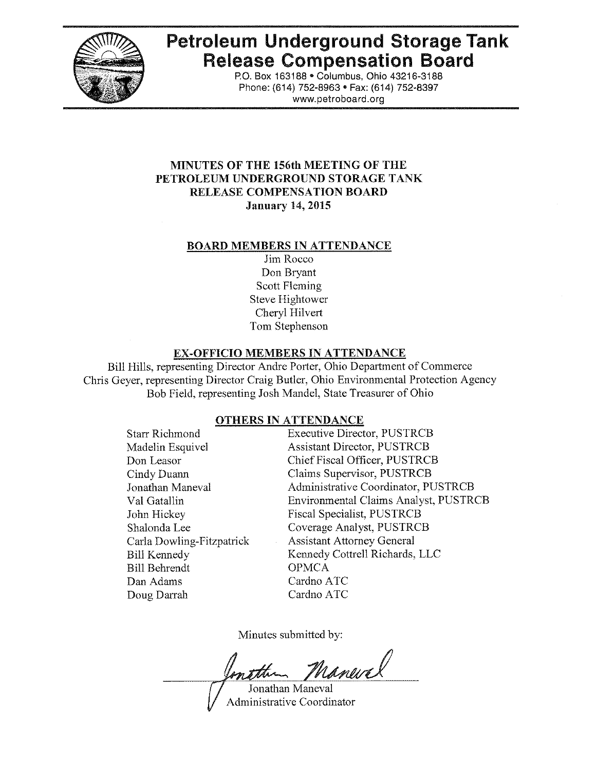# Petroleum Underground Storage Tank Release Compensation Board

P.O. Box 163188 • Columbus, Ohio 43216-3188
Phone: (614) 752-8963 • Fax: (614) 752-8397
www.petroboard.org

## MINUTES OF THE 156th MEETING OF THE PETROLEUM UNDERGROUND STORAGE TANK RELEASE COMPENSATION BOARD

**January 14, 2015**

### BOARD MEMBERS IN ATTENDANCE

Jim Rocco
Don Bryant
Scott Fleming
Steve Hightower
Cheryl Hilvert
Tom Stephenson

### EX-OFFICIO MEMBERS IN ATTENDANCE

Bill Hills, representing Director Andre Porter, Ohio Department of Commerce
Chris Geyer, representing Director Craig Butler, Ohio Environmental Protection Agency
Bob Field, representing Josh Mandel, State Treasurer of Ohio

### OTHERS IN ATTENDANCE

| | |
|---|---|
| Starr Richmond | Executive Director, PUSTRCB |
| Madelin Esquivel | Assistant Director, PUSTRCB |
| Don Leasor | Chief Fiscal Officer, PUSTRCB |
| Cindy Duann | Claims Supervisor, PUSTRCB |
| Jonathan Maneval | Administrative Coordinator, PUSTRCB |
| Val Gatallin | Environmental Claims Analyst, PUSTRCB |
| John Hickey | Fiscal Specialist, PUSTRCB |
| Shalonda Lee | Coverage Analyst, PUSTRCB |
| Carla Dowling-Fitzpatrick | Assistant Attorney General |
| Bill Kennedy | Kennedy Cottrell Richards, LLC |
| Bill Behrendt | OPMCA |
| Dan Adams | Cardno ATC |
| Doug Darrah | Cardno ATC |

Minutes submitted by:

Jonathan Maneval
Administrative Coordinator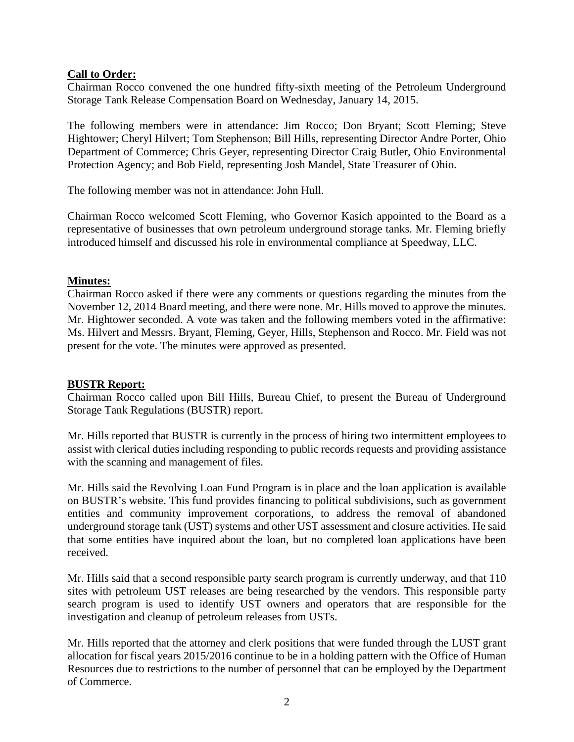**Call to Order:**

Chairman Rocco convened the one hundred fifty-sixth meeting of the Petroleum Underground Storage Tank Release Compensation Board on Wednesday, January 14, 2015.

The following members were in attendance: Jim Rocco; Don Bryant; Scott Fleming; Steve Hightower; Cheryl Hilvert; Tom Stephenson; Bill Hills, representing Director Andre Porter, Ohio Department of Commerce; Chris Geyer, representing Director Craig Butler, Ohio Environmental Protection Agency; and Bob Field, representing Josh Mandel, State Treasurer of Ohio.

The following member was not in attendance: John Hull.

Chairman Rocco welcomed Scott Fleming, who Governor Kasich appointed to the Board as a representative of businesses that own petroleum underground storage tanks. Mr. Fleming briefly introduced himself and discussed his role in environmental compliance at Speedway, LLC.

**Minutes:**

Chairman Rocco asked if there were any comments or questions regarding the minutes from the November 12, 2014 Board meeting, and there were none. Mr. Hills moved to approve the minutes. Mr. Hightower seconded. A vote was taken and the following members voted in the affirmative: Ms. Hilvert and Messrs. Bryant, Fleming, Geyer, Hills, Stephenson and Rocco. Mr. Field was not present for the vote. The minutes were approved as presented.

**BUSTR Report:**

Chairman Rocco called upon Bill Hills, Bureau Chief, to present the Bureau of Underground Storage Tank Regulations (BUSTR) report.

Mr. Hills reported that BUSTR is currently in the process of hiring two intermittent employees to assist with clerical duties including responding to public records requests and providing assistance with the scanning and management of files.

Mr. Hills said the Revolving Loan Fund Program is in place and the loan application is available on BUSTR's website. This fund provides financing to political subdivisions, such as government entities and community improvement corporations, to address the removal of abandoned underground storage tank (UST) systems and other UST assessment and closure activities. He said that some entities have inquired about the loan, but no completed loan applications have been received.

Mr. Hills said that a second responsible party search program is currently underway, and that 110 sites with petroleum UST releases are being researched by the vendors. This responsible party search program is used to identify UST owners and operators that are responsible for the investigation and cleanup of petroleum releases from USTs.

Mr. Hills reported that the attorney and clerk positions that were funded through the LUST grant allocation for fiscal years 2015/2016 continue to be in a holding pattern with the Office of Human Resources due to restrictions to the number of personnel that can be employed by the Department of Commerce.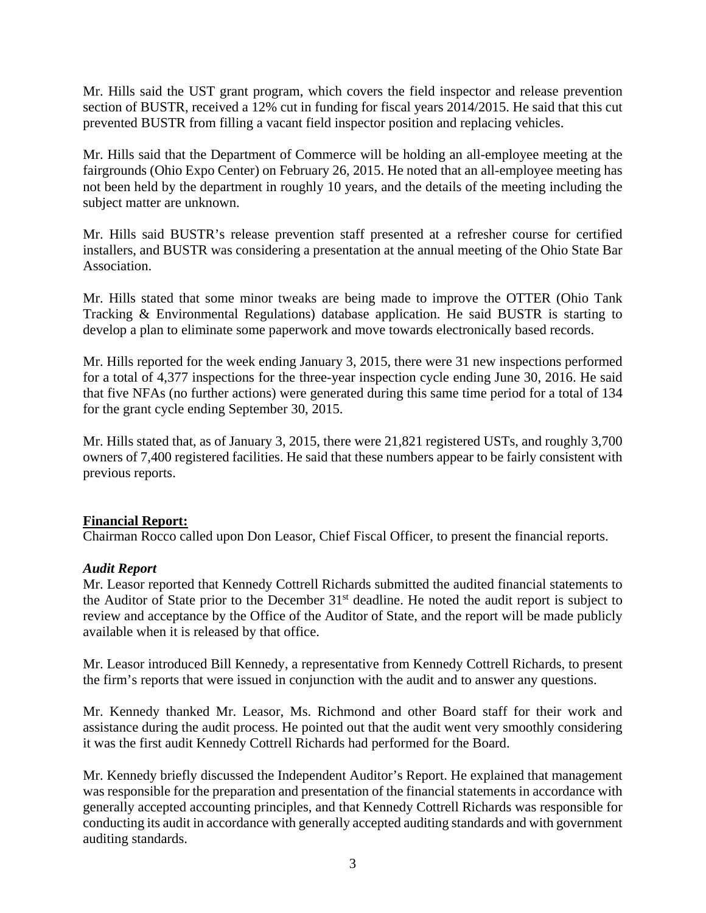Mr. Hills said the UST grant program, which covers the field inspector and release prevention section of BUSTR, received a 12% cut in funding for fiscal years 2014/2015. He said that this cut prevented BUSTR from filling a vacant field inspector position and replacing vehicles.

Mr. Hills said that the Department of Commerce will be holding an all-employee meeting at the fairgrounds (Ohio Expo Center) on February 26, 2015. He noted that an all-employee meeting has not been held by the department in roughly 10 years, and the details of the meeting including the subject matter are unknown.

Mr. Hills said BUSTR's release prevention staff presented at a refresher course for certified installers, and BUSTR was considering a presentation at the annual meeting of the Ohio State Bar Association.

Mr. Hills stated that some minor tweaks are being made to improve the OTTER (Ohio Tank Tracking & Environmental Regulations) database application. He said BUSTR is starting to develop a plan to eliminate some paperwork and move towards electronically based records.

Mr. Hills reported for the week ending January 3, 2015, there were 31 new inspections performed for a total of 4,377 inspections for the three-year inspection cycle ending June 30, 2016. He said that five NFAs (no further actions) were generated during this same time period for a total of 134 for the grant cycle ending September 30, 2015.

Mr. Hills stated that, as of January 3, 2015, there were 21,821 registered USTs, and roughly 3,700 owners of 7,400 registered facilities. He said that these numbers appear to be fairly consistent with previous reports.

**Financial Report:**

Chairman Rocco called upon Don Leasor, Chief Fiscal Officer, to present the financial reports.

***Audit Report***

Mr. Leasor reported that Kennedy Cottrell Richards submitted the audited financial statements to the Auditor of State prior to the December 31st deadline. He noted the audit report is subject to review and acceptance by the Office of the Auditor of State, and the report will be made publicly available when it is released by that office.

Mr. Leasor introduced Bill Kennedy, a representative from Kennedy Cottrell Richards, to present the firm's reports that were issued in conjunction with the audit and to answer any questions.

Mr. Kennedy thanked Mr. Leasor, Ms. Richmond and other Board staff for their work and assistance during the audit process. He pointed out that the audit went very smoothly considering it was the first audit Kennedy Cottrell Richards had performed for the Board.

Mr. Kennedy briefly discussed the Independent Auditor's Report. He explained that management was responsible for the preparation and presentation of the financial statements in accordance with generally accepted accounting principles, and that Kennedy Cottrell Richards was responsible for conducting its audit in accordance with generally accepted auditing standards and with government auditing standards.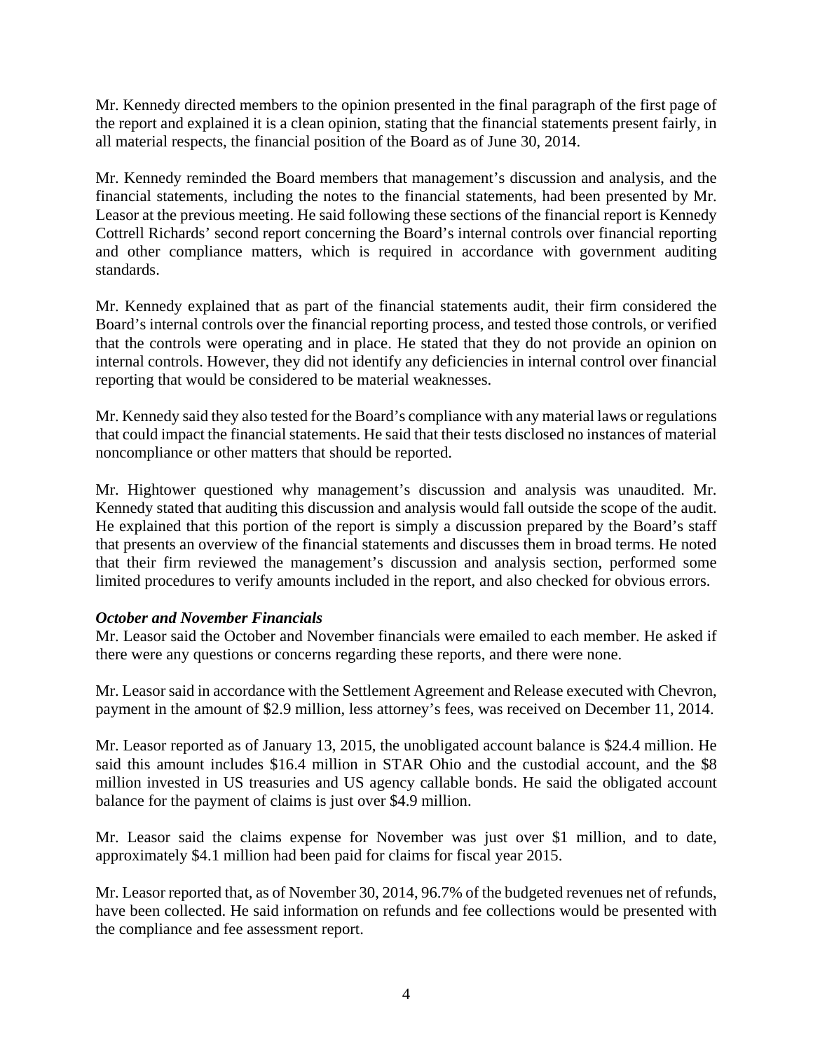Mr. Kennedy directed members to the opinion presented in the final paragraph of the first page of the report and explained it is a clean opinion, stating that the financial statements present fairly, in all material respects, the financial position of the Board as of June 30, 2014.

Mr. Kennedy reminded the Board members that management's discussion and analysis, and the financial statements, including the notes to the financial statements, had been presented by Mr. Leasor at the previous meeting. He said following these sections of the financial report is Kennedy Cottrell Richards' second report concerning the Board's internal controls over financial reporting and other compliance matters, which is required in accordance with government auditing standards.

Mr. Kennedy explained that as part of the financial statements audit, their firm considered the Board's internal controls over the financial reporting process, and tested those controls, or verified that the controls were operating and in place. He stated that they do not provide an opinion on internal controls. However, they did not identify any deficiencies in internal control over financial reporting that would be considered to be material weaknesses.

Mr. Kennedy said they also tested for the Board's compliance with any material laws or regulations that could impact the financial statements. He said that their tests disclosed no instances of material noncompliance or other matters that should be reported.

Mr. Hightower questioned why management's discussion and analysis was unaudited. Mr. Kennedy stated that auditing this discussion and analysis would fall outside the scope of the audit. He explained that this portion of the report is simply a discussion prepared by the Board's staff that presents an overview of the financial statements and discusses them in broad terms. He noted that their firm reviewed the management's discussion and analysis section, performed some limited procedures to verify amounts included in the report, and also checked for obvious errors.

***October and November Financials***

Mr. Leasor said the October and November financials were emailed to each member. He asked if there were any questions or concerns regarding these reports, and there were none.

Mr. Leasor said in accordance with the Settlement Agreement and Release executed with Chevron, payment in the amount of $2.9 million, less attorney's fees, was received on December 11, 2014.

Mr. Leasor reported as of January 13, 2015, the unobligated account balance is $24.4 million. He said this amount includes $16.4 million in STAR Ohio and the custodial account, and the $8 million invested in US treasuries and US agency callable bonds. He said the obligated account balance for the payment of claims is just over $4.9 million.

Mr. Leasor said the claims expense for November was just over $1 million, and to date, approximately $4.1 million had been paid for claims for fiscal year 2015.

Mr. Leasor reported that, as of November 30, 2014, 96.7% of the budgeted revenues net of refunds, have been collected. He said information on refunds and fee collections would be presented with the compliance and fee assessment report.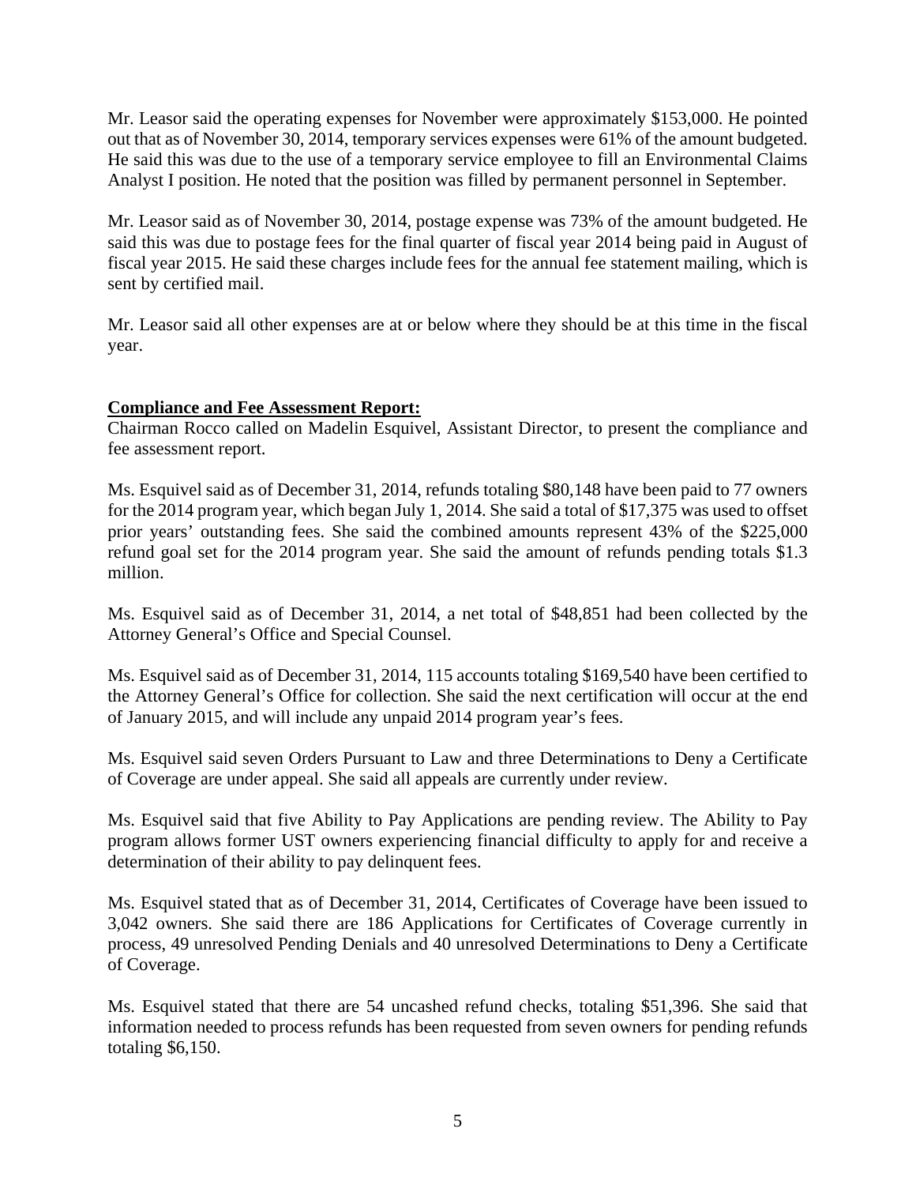Mr. Leasor said the operating expenses for November were approximately $153,000. He pointed out that as of November 30, 2014, temporary services expenses were 61% of the amount budgeted. He said this was due to the use of a temporary service employee to fill an Environmental Claims Analyst I position. He noted that the position was filled by permanent personnel in September.

Mr. Leasor said as of November 30, 2014, postage expense was 73% of the amount budgeted. He said this was due to postage fees for the final quarter of fiscal year 2014 being paid in August of fiscal year 2015. He said these charges include fees for the annual fee statement mailing, which is sent by certified mail.

Mr. Leasor said all other expenses are at or below where they should be at this time in the fiscal year.

**Compliance and Fee Assessment Report:**

Chairman Rocco called on Madelin Esquivel, Assistant Director, to present the compliance and fee assessment report.

Ms. Esquivel said as of December 31, 2014, refunds totaling $80,148 have been paid to 77 owners for the 2014 program year, which began July 1, 2014. She said a total of $17,375 was used to offset prior years' outstanding fees. She said the combined amounts represent 43% of the $225,000 refund goal set for the 2014 program year. She said the amount of refunds pending totals $1.3 million.

Ms. Esquivel said as of December 31, 2014, a net total of $48,851 had been collected by the Attorney General's Office and Special Counsel.

Ms. Esquivel said as of December 31, 2014, 115 accounts totaling $169,540 have been certified to the Attorney General's Office for collection. She said the next certification will occur at the end of January 2015, and will include any unpaid 2014 program year's fees.

Ms. Esquivel said seven Orders Pursuant to Law and three Determinations to Deny a Certificate of Coverage are under appeal. She said all appeals are currently under review.

Ms. Esquivel said that five Ability to Pay Applications are pending review. The Ability to Pay program allows former UST owners experiencing financial difficulty to apply for and receive a determination of their ability to pay delinquent fees.

Ms. Esquivel stated that as of December 31, 2014, Certificates of Coverage have been issued to 3,042 owners. She said there are 186 Applications for Certificates of Coverage currently in process, 49 unresolved Pending Denials and 40 unresolved Determinations to Deny a Certificate of Coverage.

Ms. Esquivel stated that there are 54 uncashed refund checks, totaling $51,396. She said that information needed to process refunds has been requested from seven owners for pending refunds totaling $6,150.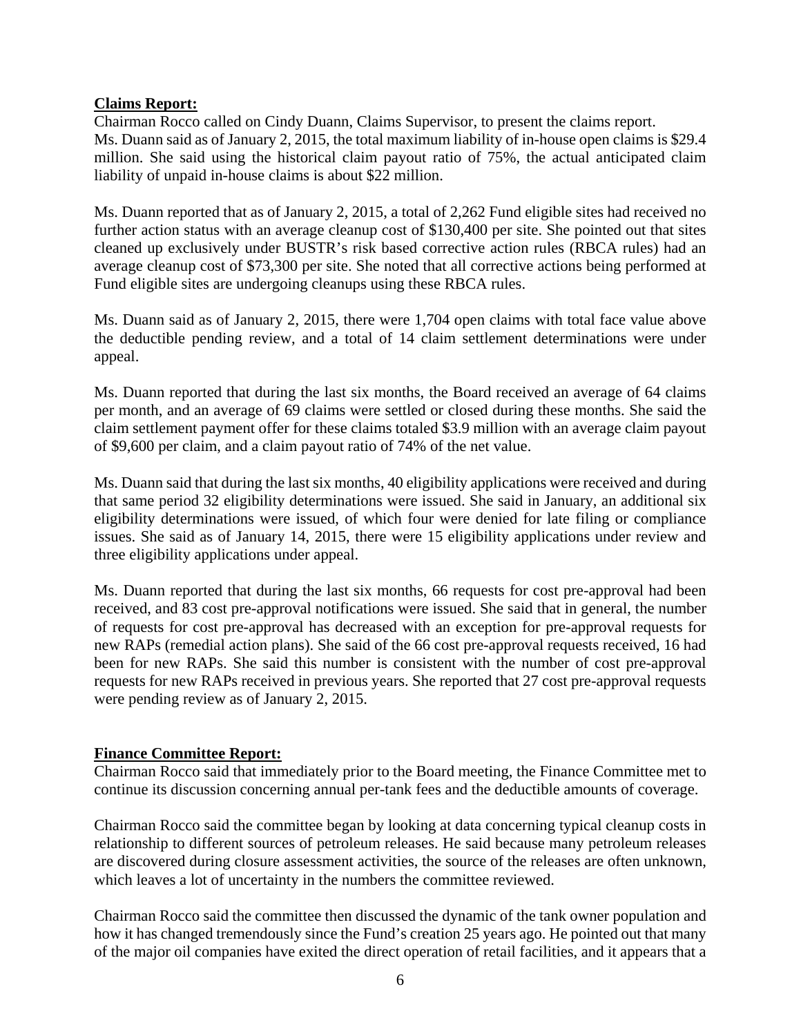**Claims Report:**

Chairman Rocco called on Cindy Duann, Claims Supervisor, to present the claims report. Ms. Duann said as of January 2, 2015, the total maximum liability of in-house open claims is $29.4 million. She said using the historical claim payout ratio of 75%, the actual anticipated claim liability of unpaid in-house claims is about $22 million.

Ms. Duann reported that as of January 2, 2015, a total of 2,262 Fund eligible sites had received no further action status with an average cleanup cost of $130,400 per site. She pointed out that sites cleaned up exclusively under BUSTR's risk based corrective action rules (RBCA rules) had an average cleanup cost of $73,300 per site. She noted that all corrective actions being performed at Fund eligible sites are undergoing cleanups using these RBCA rules.

Ms. Duann said as of January 2, 2015, there were 1,704 open claims with total face value above the deductible pending review, and a total of 14 claim settlement determinations were under appeal.

Ms. Duann reported that during the last six months, the Board received an average of 64 claims per month, and an average of 69 claims were settled or closed during these months. She said the claim settlement payment offer for these claims totaled $3.9 million with an average claim payout of $9,600 per claim, and a claim payout ratio of 74% of the net value.

Ms. Duann said that during the last six months, 40 eligibility applications were received and during that same period 32 eligibility determinations were issued. She said in January, an additional six eligibility determinations were issued, of which four were denied for late filing or compliance issues. She said as of January 14, 2015, there were 15 eligibility applications under review and three eligibility applications under appeal.

Ms. Duann reported that during the last six months, 66 requests for cost pre-approval had been received, and 83 cost pre-approval notifications were issued. She said that in general, the number of requests for cost pre-approval has decreased with an exception for pre-approval requests for new RAPs (remedial action plans). She said of the 66 cost pre-approval requests received, 16 had been for new RAPs. She said this number is consistent with the number of cost pre-approval requests for new RAPs received in previous years. She reported that 27 cost pre-approval requests were pending review as of January 2, 2015.

**Finance Committee Report:**

Chairman Rocco said that immediately prior to the Board meeting, the Finance Committee met to continue its discussion concerning annual per-tank fees and the deductible amounts of coverage.

Chairman Rocco said the committee began by looking at data concerning typical cleanup costs in relationship to different sources of petroleum releases. He said because many petroleum releases are discovered during closure assessment activities, the source of the releases are often unknown, which leaves a lot of uncertainty in the numbers the committee reviewed.

Chairman Rocco said the committee then discussed the dynamic of the tank owner population and how it has changed tremendously since the Fund's creation 25 years ago. He pointed out that many of the major oil companies have exited the direct operation of retail facilities, and it appears that a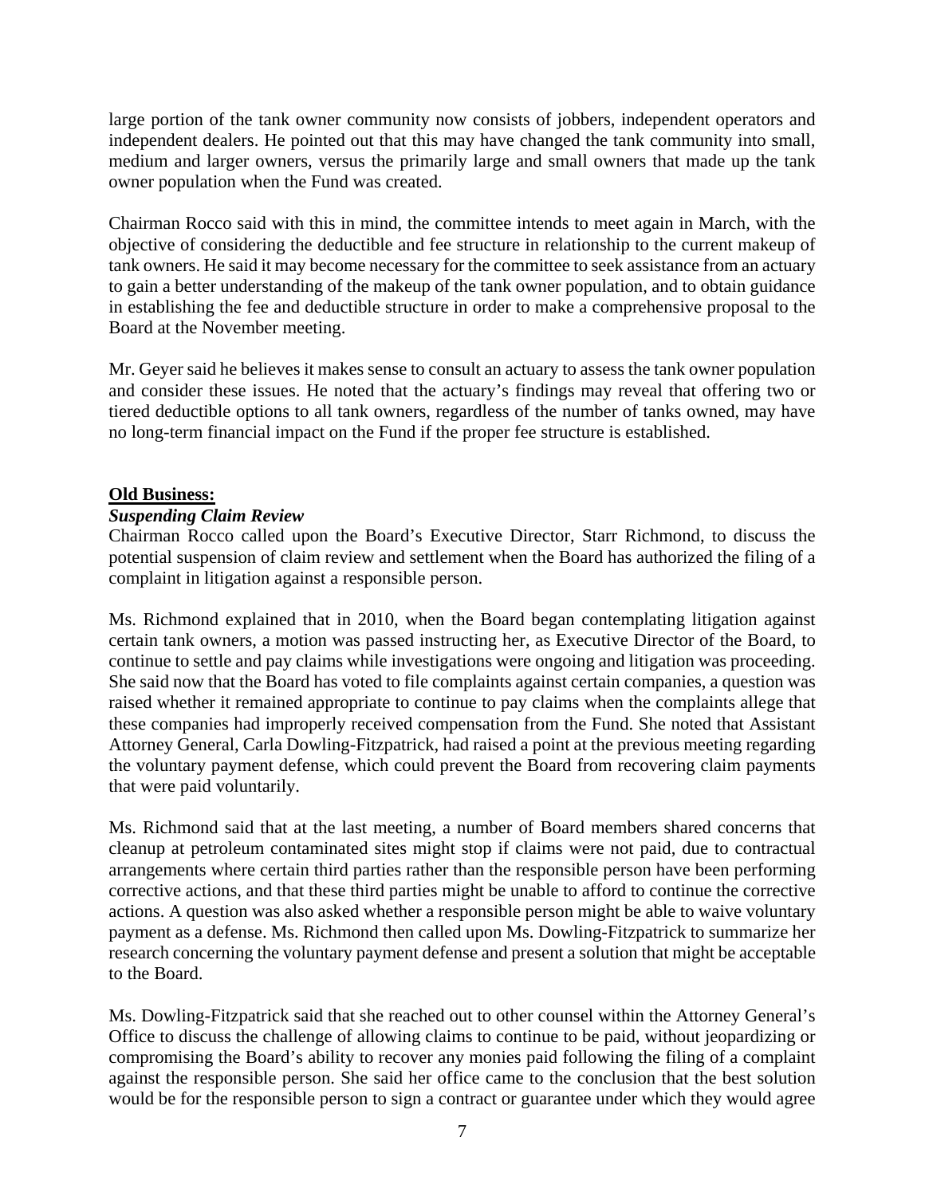large portion of the tank owner community now consists of jobbers, independent operators and independent dealers. He pointed out that this may have changed the tank community into small, medium and larger owners, versus the primarily large and small owners that made up the tank owner population when the Fund was created.

Chairman Rocco said with this in mind, the committee intends to meet again in March, with the objective of considering the deductible and fee structure in relationship to the current makeup of tank owners. He said it may become necessary for the committee to seek assistance from an actuary to gain a better understanding of the makeup of the tank owner population, and to obtain guidance in establishing the fee and deductible structure in order to make a comprehensive proposal to the Board at the November meeting.

Mr. Geyer said he believes it makes sense to consult an actuary to assess the tank owner population and consider these issues. He noted that the actuary's findings may reveal that offering two or tiered deductible options to all tank owners, regardless of the number of tanks owned, may have no long-term financial impact on the Fund if the proper fee structure is established.

**Old Business:**

***Suspending Claim Review***

Chairman Rocco called upon the Board's Executive Director, Starr Richmond, to discuss the potential suspension of claim review and settlement when the Board has authorized the filing of a complaint in litigation against a responsible person.

Ms. Richmond explained that in 2010, when the Board began contemplating litigation against certain tank owners, a motion was passed instructing her, as Executive Director of the Board, to continue to settle and pay claims while investigations were ongoing and litigation was proceeding. She said now that the Board has voted to file complaints against certain companies, a question was raised whether it remained appropriate to continue to pay claims when the complaints allege that these companies had improperly received compensation from the Fund. She noted that Assistant Attorney General, Carla Dowling-Fitzpatrick, had raised a point at the previous meeting regarding the voluntary payment defense, which could prevent the Board from recovering claim payments that were paid voluntarily.

Ms. Richmond said that at the last meeting, a number of Board members shared concerns that cleanup at petroleum contaminated sites might stop if claims were not paid, due to contractual arrangements where certain third parties rather than the responsible person have been performing corrective actions, and that these third parties might be unable to afford to continue the corrective actions. A question was also asked whether a responsible person might be able to waive voluntary payment as a defense. Ms. Richmond then called upon Ms. Dowling-Fitzpatrick to summarize her research concerning the voluntary payment defense and present a solution that might be acceptable to the Board.

Ms. Dowling-Fitzpatrick said that she reached out to other counsel within the Attorney General's Office to discuss the challenge of allowing claims to continue to be paid, without jeopardizing or compromising the Board's ability to recover any monies paid following the filing of a complaint against the responsible person. She said her office came to the conclusion that the best solution would be for the responsible person to sign a contract or guarantee under which they would agree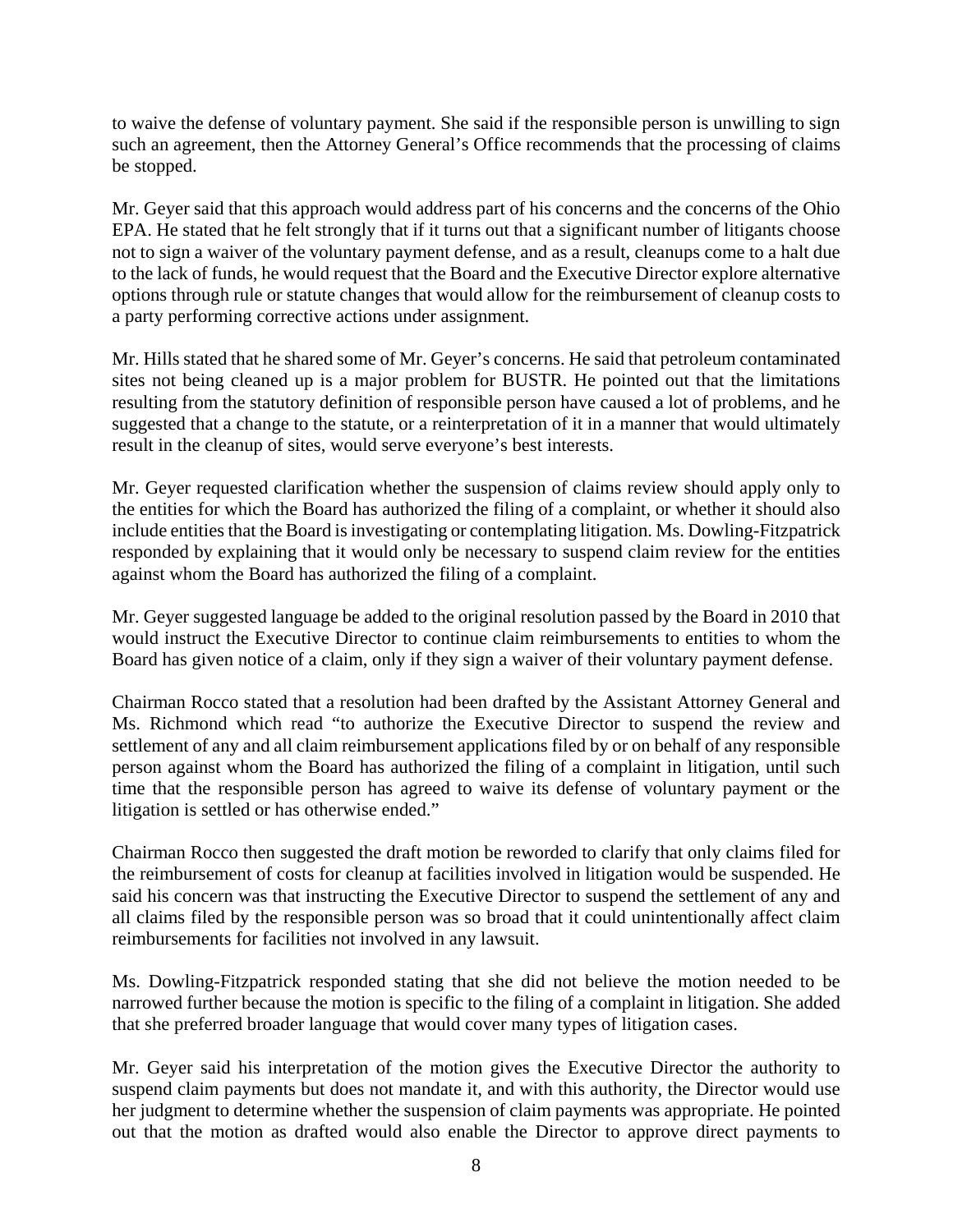to waive the defense of voluntary payment. She said if the responsible person is unwilling to sign such an agreement, then the Attorney General's Office recommends that the processing of claims be stopped.

Mr. Geyer said that this approach would address part of his concerns and the concerns of the Ohio EPA. He stated that he felt strongly that if it turns out that a significant number of litigants choose not to sign a waiver of the voluntary payment defense, and as a result, cleanups come to a halt due to the lack of funds, he would request that the Board and the Executive Director explore alternative options through rule or statute changes that would allow for the reimbursement of cleanup costs to a party performing corrective actions under assignment.

Mr. Hills stated that he shared some of Mr. Geyer's concerns. He said that petroleum contaminated sites not being cleaned up is a major problem for BUSTR. He pointed out that the limitations resulting from the statutory definition of responsible person have caused a lot of problems, and he suggested that a change to the statute, or a reinterpretation of it in a manner that would ultimately result in the cleanup of sites, would serve everyone's best interests.

Mr. Geyer requested clarification whether the suspension of claims review should apply only to the entities for which the Board has authorized the filing of a complaint, or whether it should also include entities that the Board is investigating or contemplating litigation. Ms. Dowling-Fitzpatrick responded by explaining that it would only be necessary to suspend claim review for the entities against whom the Board has authorized the filing of a complaint.

Mr. Geyer suggested language be added to the original resolution passed by the Board in 2010 that would instruct the Executive Director to continue claim reimbursements to entities to whom the Board has given notice of a claim, only if they sign a waiver of their voluntary payment defense.

Chairman Rocco stated that a resolution had been drafted by the Assistant Attorney General and Ms. Richmond which read "to authorize the Executive Director to suspend the review and settlement of any and all claim reimbursement applications filed by or on behalf of any responsible person against whom the Board has authorized the filing of a complaint in litigation, until such time that the responsible person has agreed to waive its defense of voluntary payment or the litigation is settled or has otherwise ended."

Chairman Rocco then suggested the draft motion be reworded to clarify that only claims filed for the reimbursement of costs for cleanup at facilities involved in litigation would be suspended. He said his concern was that instructing the Executive Director to suspend the settlement of any and all claims filed by the responsible person was so broad that it could unintentionally affect claim reimbursements for facilities not involved in any lawsuit.

Ms. Dowling-Fitzpatrick responded stating that she did not believe the motion needed to be narrowed further because the motion is specific to the filing of a complaint in litigation. She added that she preferred broader language that would cover many types of litigation cases.

Mr. Geyer said his interpretation of the motion gives the Executive Director the authority to suspend claim payments but does not mandate it, and with this authority, the Director would use her judgment to determine whether the suspension of claim payments was appropriate. He pointed out that the motion as drafted would also enable the Director to approve direct payments to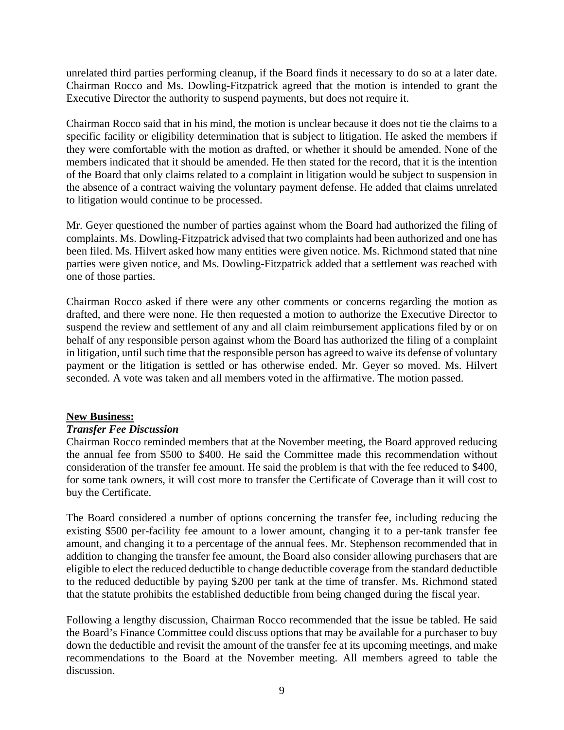unrelated third parties performing cleanup, if the Board finds it necessary to do so at a later date. Chairman Rocco and Ms. Dowling-Fitzpatrick agreed that the motion is intended to grant the Executive Director the authority to suspend payments, but does not require it.

Chairman Rocco said that in his mind, the motion is unclear because it does not tie the claims to a specific facility or eligibility determination that is subject to litigation. He asked the members if they were comfortable with the motion as drafted, or whether it should be amended. None of the members indicated that it should be amended. He then stated for the record, that it is the intention of the Board that only claims related to a complaint in litigation would be subject to suspension in the absence of a contract waiving the voluntary payment defense. He added that claims unrelated to litigation would continue to be processed.

Mr. Geyer questioned the number of parties against whom the Board had authorized the filing of complaints. Ms. Dowling-Fitzpatrick advised that two complaints had been authorized and one has been filed. Ms. Hilvert asked how many entities were given notice. Ms. Richmond stated that nine parties were given notice, and Ms. Dowling-Fitzpatrick added that a settlement was reached with one of those parties.

Chairman Rocco asked if there were any other comments or concerns regarding the motion as drafted, and there were none. He then requested a motion to authorize the Executive Director to suspend the review and settlement of any and all claim reimbursement applications filed by or on behalf of any responsible person against whom the Board has authorized the filing of a complaint in litigation, until such time that the responsible person has agreed to waive its defense of voluntary payment or the litigation is settled or has otherwise ended. Mr. Geyer so moved. Ms. Hilvert seconded. A vote was taken and all members voted in the affirmative. The motion passed.

**New Business:**

***Transfer Fee Discussion***

Chairman Rocco reminded members that at the November meeting, the Board approved reducing the annual fee from $500 to $400. He said the Committee made this recommendation without consideration of the transfer fee amount. He said the problem is that with the fee reduced to $400, for some tank owners, it will cost more to transfer the Certificate of Coverage than it will cost to buy the Certificate.

The Board considered a number of options concerning the transfer fee, including reducing the existing $500 per-facility fee amount to a lower amount, changing it to a per-tank transfer fee amount, and changing it to a percentage of the annual fees. Mr. Stephenson recommended that in addition to changing the transfer fee amount, the Board also consider allowing purchasers that are eligible to elect the reduced deductible to change deductible coverage from the standard deductible to the reduced deductible by paying $200 per tank at the time of transfer. Ms. Richmond stated that the statute prohibits the established deductible from being changed during the fiscal year.

Following a lengthy discussion, Chairman Rocco recommended that the issue be tabled. He said the Board's Finance Committee could discuss options that may be available for a purchaser to buy down the deductible and revisit the amount of the transfer fee at its upcoming meetings, and make recommendations to the Board at the November meeting. All members agreed to table the discussion.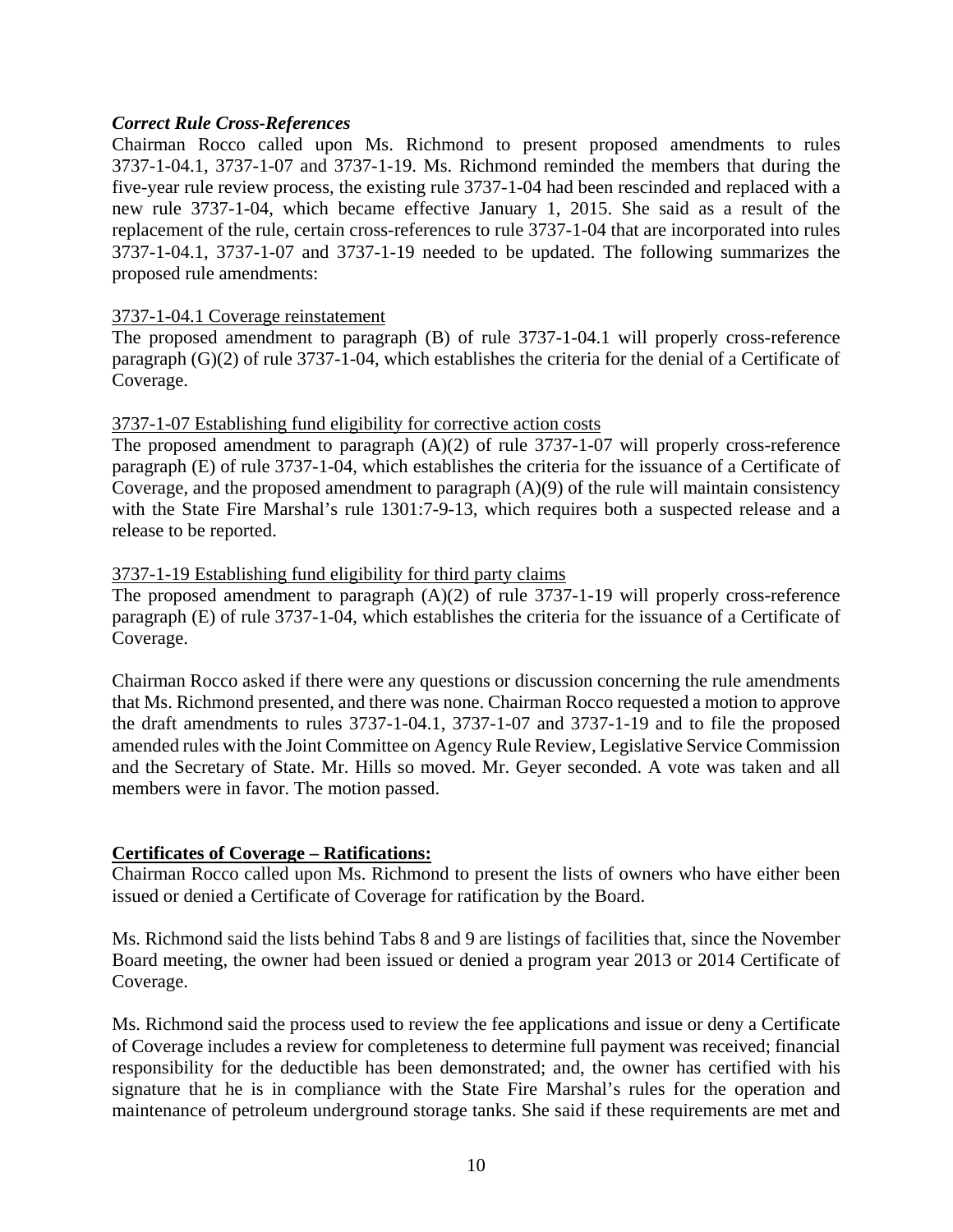***Correct Rule Cross-References***

Chairman Rocco called upon Ms. Richmond to present proposed amendments to rules 3737-1-04.1, 3737-1-07 and 3737-1-19. Ms. Richmond reminded the members that during the five-year rule review process, the existing rule 3737-1-04 had been rescinded and replaced with a new rule 3737-1-04, which became effective January 1, 2015. She said as a result of the replacement of the rule, certain cross-references to rule 3737-1-04 that are incorporated into rules 3737-1-04.1, 3737-1-07 and 3737-1-19 needed to be updated. The following summarizes the proposed rule amendments:

<u>3737-1-04.1 Coverage reinstatement</u>

The proposed amendment to paragraph (B) of rule 3737-1-04.1 will properly cross-reference paragraph (G)(2) of rule 3737-1-04, which establishes the criteria for the denial of a Certificate of Coverage.

<u>3737-1-07 Establishing fund eligibility for corrective action costs</u>

The proposed amendment to paragraph (A)(2) of rule 3737-1-07 will properly cross-reference paragraph (E) of rule 3737-1-04, which establishes the criteria for the issuance of a Certificate of Coverage, and the proposed amendment to paragraph (A)(9) of the rule will maintain consistency with the State Fire Marshal's rule 1301:7-9-13, which requires both a suspected release and a release to be reported.

<u>3737-1-19 Establishing fund eligibility for third party claims</u>

The proposed amendment to paragraph (A)(2) of rule 3737-1-19 will properly cross-reference paragraph (E) of rule 3737-1-04, which establishes the criteria for the issuance of a Certificate of Coverage.

Chairman Rocco asked if there were any questions or discussion concerning the rule amendments that Ms. Richmond presented, and there was none. Chairman Rocco requested a motion to approve the draft amendments to rules 3737-1-04.1, 3737-1-07 and 3737-1-19 and to file the proposed amended rules with the Joint Committee on Agency Rule Review, Legislative Service Commission and the Secretary of State. Mr. Hills so moved. Mr. Geyer seconded. A vote was taken and all members were in favor. The motion passed.

## **<u>Certificates of Coverage – Ratifications:</u>**

Chairman Rocco called upon Ms. Richmond to present the lists of owners who have either been issued or denied a Certificate of Coverage for ratification by the Board.

Ms. Richmond said the lists behind Tabs 8 and 9 are listings of facilities that, since the November Board meeting, the owner had been issued or denied a program year 2013 or 2014 Certificate of Coverage.

Ms. Richmond said the process used to review the fee applications and issue or deny a Certificate of Coverage includes a review for completeness to determine full payment was received; financial responsibility for the deductible has been demonstrated; and, the owner has certified with his signature that he is in compliance with the State Fire Marshal's rules for the operation and maintenance of petroleum underground storage tanks. She said if these requirements are met and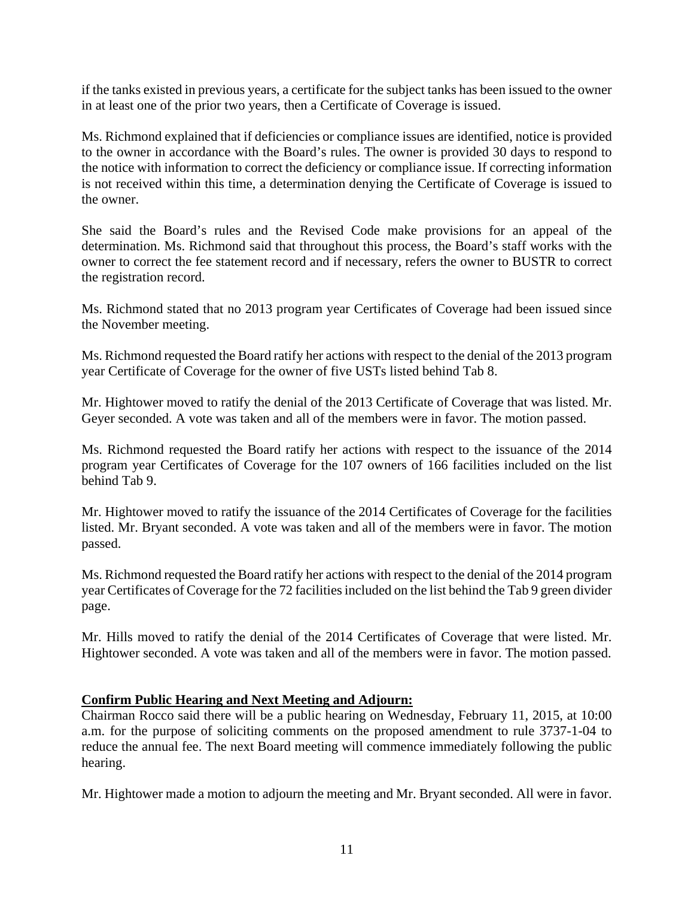if the tanks existed in previous years, a certificate for the subject tanks has been issued to the owner in at least one of the prior two years, then a Certificate of Coverage is issued.

Ms. Richmond explained that if deficiencies or compliance issues are identified, notice is provided to the owner in accordance with the Board's rules. The owner is provided 30 days to respond to the notice with information to correct the deficiency or compliance issue. If correcting information is not received within this time, a determination denying the Certificate of Coverage is issued to the owner.

She said the Board's rules and the Revised Code make provisions for an appeal of the determination. Ms. Richmond said that throughout this process, the Board's staff works with the owner to correct the fee statement record and if necessary, refers the owner to BUSTR to correct the registration record.

Ms. Richmond stated that no 2013 program year Certificates of Coverage had been issued since the November meeting.

Ms. Richmond requested the Board ratify her actions with respect to the denial of the 2013 program year Certificate of Coverage for the owner of five USTs listed behind Tab 8.

Mr. Hightower moved to ratify the denial of the 2013 Certificate of Coverage that was listed. Mr. Geyer seconded. A vote was taken and all of the members were in favor. The motion passed.

Ms. Richmond requested the Board ratify her actions with respect to the issuance of the 2014 program year Certificates of Coverage for the 107 owners of 166 facilities included on the list behind Tab 9.

Mr. Hightower moved to ratify the issuance of the 2014 Certificates of Coverage for the facilities listed. Mr. Bryant seconded. A vote was taken and all of the members were in favor. The motion passed.

Ms. Richmond requested the Board ratify her actions with respect to the denial of the 2014 program year Certificates of Coverage for the 72 facilities included on the list behind the Tab 9 green divider page.

Mr. Hills moved to ratify the denial of the 2014 Certificates of Coverage that were listed. Mr. Hightower seconded. A vote was taken and all of the members were in favor. The motion passed.

**Confirm Public Hearing and Next Meeting and Adjourn:**

Chairman Rocco said there will be a public hearing on Wednesday, February 11, 2015, at 10:00 a.m. for the purpose of soliciting comments on the proposed amendment to rule 3737-1-04 to reduce the annual fee. The next Board meeting will commence immediately following the public hearing.

Mr. Hightower made a motion to adjourn the meeting and Mr. Bryant seconded. All were in favor.